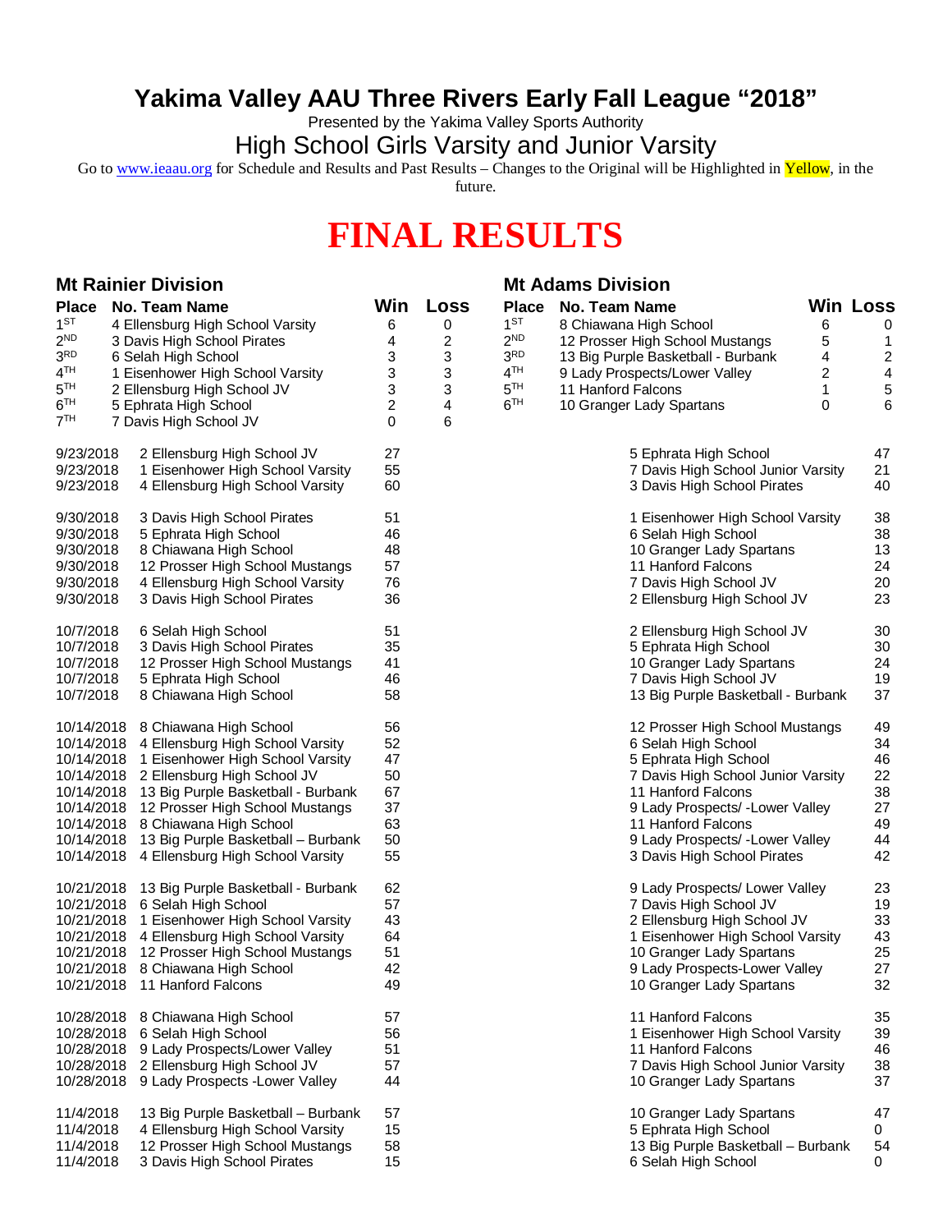# Yakima Valley AAU Three Rivers Early Fall League “2018”

Presented by the Yakima Valley Sports Authority

## High School Girls Varsity and Junior Varsity

Go to www.ieaau.org for Schedule and Results and Past Results – Changes to the Original will be Highlighted in Yellow, in the future.

# FINAL RESULTS

### Mt Rainier Division

| Place | No. Team Name | Win | Loss |
|---|---|---|---|
| 1ST | 4 Ellensburg High School Varsity | 6 | 0 |
| 2ND | 3 Davis High School Pirates | 4 | 2 |
| 3RD | 6 Selah High School | 3 | 3 |
| 4TH | 1 Eisenhower High School Varsity | 3 | 3 |
| 5TH | 2 Ellensburg High School JV | 3 | 3 |
| 6TH | 5 Ephrata High School | 2 | 4 |
| 7TH | 7 Davis High School JV | 0 | 6 |

### Mt Adams Division

| Place | No. Team Name | Win | Loss |
|---|---|---|---|
| 1ST | 8 Chiawana High School | 6 | 0 |
| 2ND | 12 Prosser High School Mustangs | 5 | 1 |
| 3RD | 13 Big Purple Basketball - Burbank | 4 | 2 |
| 4TH | 9 Lady Prospects/Lower Valley | 2 | 4 |
| 5TH | 11 Hanford Falcons | 1 | 5 |
| 6TH | 10 Granger Lady Spartans | 0 | 6 |

| Date | Team | Score | Team | Score |
|---|---|---|---|---|
| 9/23/2018 | 2 Ellensburg High School JV | 27 | 5 Ephrata High School | 47 |
| 9/23/2018 | 1 Eisenhower High School Varsity | 55 | 7 Davis High School Junior Varsity | 21 |
| 9/23/2018 | 4 Ellensburg High School Varsity | 60 | 3 Davis High School Pirates | 40 |
| 9/30/2018 | 3 Davis High School Pirates | 51 | 1 Eisenhower High School Varsity | 38 |
| 9/30/2018 | 5 Ephrata High School | 46 | 6 Selah High School | 38 |
| 9/30/2018 | 8 Chiawana High School | 48 | 10 Granger Lady Spartans | 13 |
| 9/30/2018 | 12 Prosser High School Mustangs | 57 | 11 Hanford Falcons | 24 |
| 9/30/2018 | 4 Ellensburg High School Varsity | 76 | 7 Davis High School JV | 20 |
| 9/30/2018 | 3 Davis High School Pirates | 36 | 2 Ellensburg High School JV | 23 |
| 10/7/2018 | 6 Selah High School | 51 | 2 Ellensburg High School JV | 30 |
| 10/7/2018 | 3 Davis High School Pirates | 35 | 5 Ephrata High School | 30 |
| 10/7/2018 | 12 Prosser High School Mustangs | 41 | 10 Granger Lady Spartans | 24 |
| 10/7/2018 | 5 Ephrata High School | 46 | 7 Davis High School JV | 19 |
| 10/7/2018 | 8 Chiawana High School | 58 | 13 Big Purple Basketball - Burbank | 37 |
| 10/14/2018 | 8 Chiawana High School | 56 | 12 Prosser High School Mustangs | 49 |
| 10/14/2018 | 4 Ellensburg High School Varsity | 52 | 6 Selah High School | 34 |
| 10/14/2018 | 1 Eisenhower High School Varsity | 47 | 5 Ephrata High School | 46 |
| 10/14/2018 | 2 Ellensburg High School JV | 50 | 7 Davis High School Junior Varsity | 22 |
| 10/14/2018 | 13 Big Purple Basketball - Burbank | 67 | 11 Hanford Falcons | 38 |
| 10/14/2018 | 12 Prosser High School Mustangs | 37 | 9 Lady Prospects/ -Lower Valley | 27 |
| 10/14/2018 | 8 Chiawana High School | 63 | 11 Hanford Falcons | 49 |
| 10/14/2018 | 13 Big Purple Basketball – Burbank | 50 | 9 Lady Prospects/ -Lower Valley | 44 |
| 10/14/2018 | 4 Ellensburg High School Varsity | 55 | 3 Davis High School Pirates | 42 |
| 10/21/2018 | 13 Big Purple Basketball - Burbank | 62 | 9 Lady Prospects/ Lower Valley | 23 |
| 10/21/2018 | 6 Selah High School | 57 | 7 Davis High School JV | 19 |
| 10/21/2018 | 1 Eisenhower High School Varsity | 43 | 2 Ellensburg High School JV | 33 |
| 10/21/2018 | 4 Ellensburg High School Varsity | 64 | 1 Eisenhower High School Varsity | 43 |
| 10/21/2018 | 12 Prosser High School Mustangs | 51 | 10 Granger Lady Spartans | 25 |
| 10/21/2018 | 8 Chiawana High School | 42 | 9 Lady Prospects-Lower Valley | 27 |
| 10/21/2018 | 11 Hanford Falcons | 49 | 10 Granger Lady Spartans | 32 |
| 10/28/2018 | 8 Chiawana High School | 57 | 11 Hanford Falcons | 35 |
| 10/28/2018 | 6 Selah High School | 56 | 1 Eisenhower High School Varsity | 39 |
| 10/28/2018 | 9 Lady Prospects/Lower Valley | 51 | 11 Hanford Falcons | 46 |
| 10/28/2018 | 2 Ellensburg High School JV | 57 | 7 Davis High School Junior Varsity | 38 |
| 10/28/2018 | 9 Lady Prospects -Lower Valley | 44 | 10 Granger Lady Spartans | 37 |
| 11/4/2018 | 13 Big Purple Basketball – Burbank | 57 | 10 Granger Lady Spartans | 47 |
| 11/4/2018 | 4 Ellensburg High School Varsity | 15 | 5 Ephrata High School | 0 |
| 11/4/2018 | 12 Prosser High School Mustangs | 58 | 13 Big Purple Basketball – Burbank | 54 |
| 11/4/2018 | 3 Davis High School Pirates | 15 | 6 Selah High School | 0 |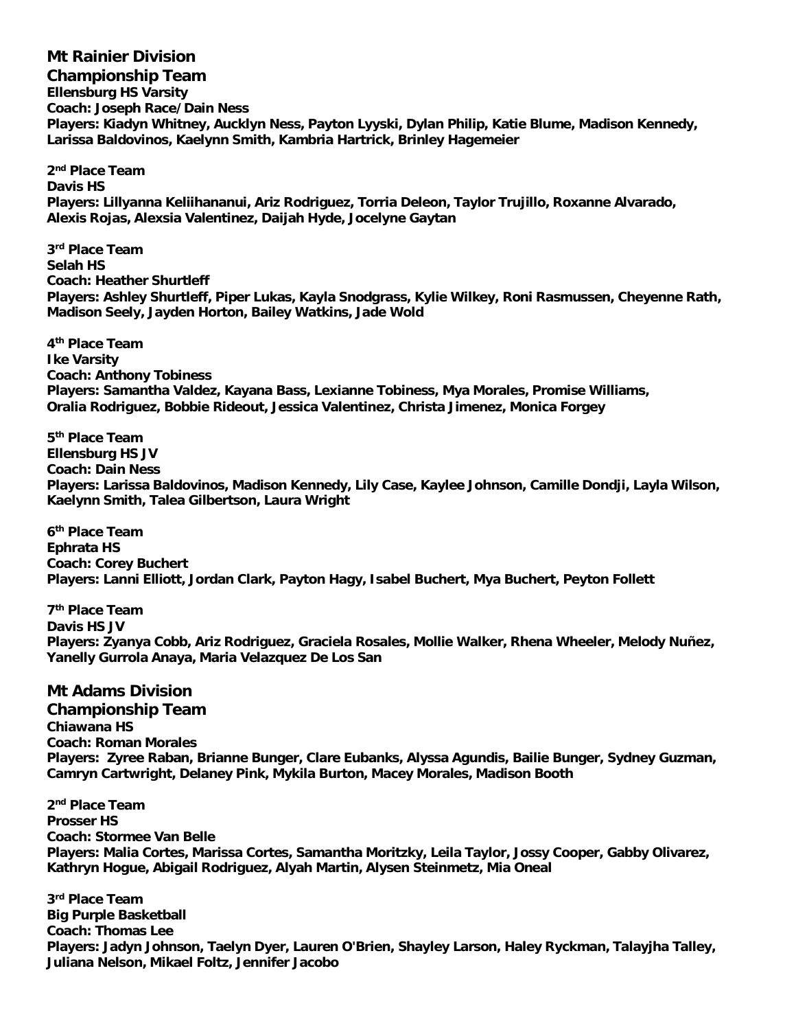## Mt Rainier Division

### Championship Team

**Ellensburg HS Varsity**
**Coach: Joseph Race/Dain Ness**
**Players: Kiadyn Whitney, Aucklyn Ness, Payton Lyyski, Dylan Philip, Katie Blume, Madison Kennedy, Larissa Baldovinos, Kaelynn Smith, Kambria Hartrick, Brinley Hagemeier**

**2nd Place Team**
**Davis HS**
**Players: Lillyanna Keliihananui, Ariz Rodriguez, Torria Deleon, Taylor Trujillo, Roxanne Alvarado, Alexis Rojas, Alexsia Valentinez, Daijah Hyde, Jocelyne Gaytan**

**3rd Place Team**
**Selah HS**
**Coach: Heather Shurtleff**
**Players: Ashley Shurtleff, Piper Lukas, Kayla Snodgrass, Kylie Wilkey, Roni Rasmussen, Cheyenne Rath, Madison Seely, Jayden Horton, Bailey Watkins, Jade Wold**

**4th Place Team**
**Ike Varsity**
**Coach: Anthony Tobiness**
**Players: Samantha Valdez, Kayana Bass, Lexianne Tobiness, Mya Morales, Promise Williams, Oralia Rodriguez, Bobbie Rideout, Jessica Valentinez, Christa Jimenez, Monica Forgey**

**5th Place Team**
**Ellensburg HS JV**
**Coach: Dain Ness**
**Players: Larissa Baldovinos, Madison Kennedy, Lily Case, Kaylee Johnson, Camille Dondji, Layla Wilson, Kaelynn Smith, Talea Gilbertson, Laura Wright**

**6th Place Team**
**Ephrata HS**
**Coach: Corey Buchert**
**Players: Lanni Elliott, Jordan Clark, Payton Hagy, Isabel Buchert, Mya Buchert, Peyton Follett**

**7th Place Team**
**Davis HS JV**
**Players: Zyanya Cobb, Ariz Rodriguez, Graciela Rosales, Mollie Walker, Rhena Wheeler, Melody Nuñez, Yanelly Gurrola Anaya, Maria Velazquez De Los San**

## Mt Adams Division

### Championship Team

**Chiawana HS**
**Coach: Roman Morales**
**Players: Zyree Raban, Brianne Bunger, Clare Eubanks, Alyssa Agundis, Bailie Bunger, Sydney Guzman, Camryn Cartwright, Delaney Pink, Mykila Burton, Macey Morales, Madison Booth**

**2nd Place Team**
**Prosser HS**
**Coach: Stormee Van Belle**
**Players: Malia Cortes, Marissa Cortes, Samantha Moritzky, Leila Taylor, Jossy Cooper, Gabby Olivarez, Kathryn Hogue, Abigail Rodriguez, Alyah Martin, Alysen Steinmetz, Mia Oneal**

**3rd Place Team**
**Big Purple Basketball**
**Coach: Thomas Lee**
**Players: Jadyn Johnson, Taelyn Dyer, Lauren O'Brien, Shayley Larson, Haley Ryckman, Talayjha Talley, Juliana Nelson, Mikael Foltz, Jennifer Jacobo**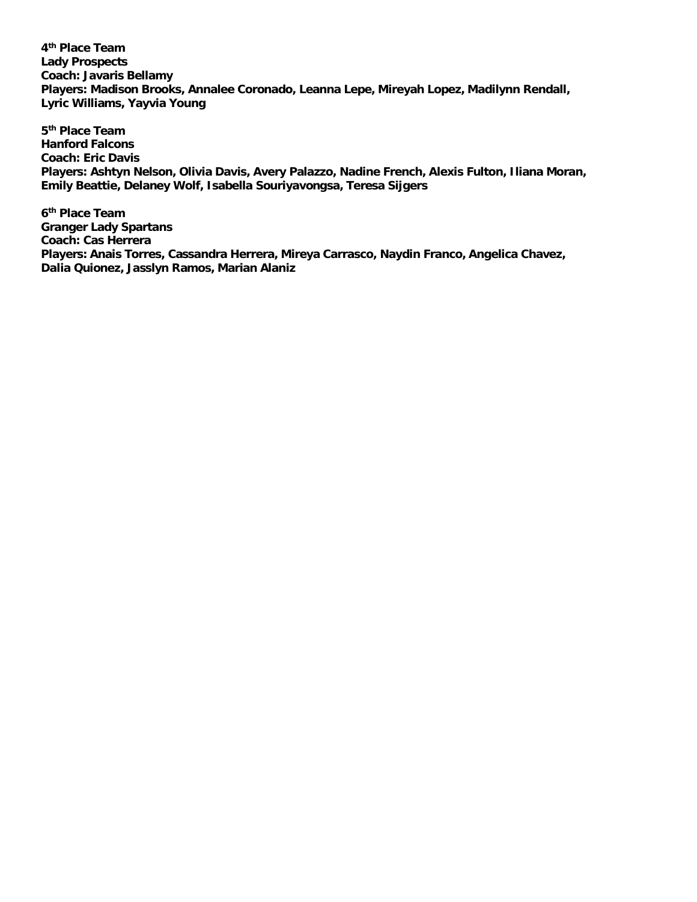**4th Place Team**
**Lady Prospects**
**Coach: Javaris Bellamy**
**Players: Madison Brooks, Annalee Coronado, Leanna Lepe, Mireyah Lopez, Madilynn Rendall, Lyric Williams, Yayvia Young**

**5th Place Team**
**Hanford Falcons**
**Coach: Eric Davis**
**Players: Ashtyn Nelson, Olivia Davis, Avery Palazzo, Nadine French, Alexis Fulton, Iliana Moran, Emily Beattie, Delaney Wolf, Isabella Souriyavongsa, Teresa Sijgers**

**6th Place Team**
**Granger Lady Spartans**
**Coach: Cas Herrera**
**Players: Anais Torres, Cassandra Herrera, Mireya Carrasco, Naydin Franco, Angelica Chavez, Dalia Quionez, Jasslyn Ramos, Marian Alaniz**